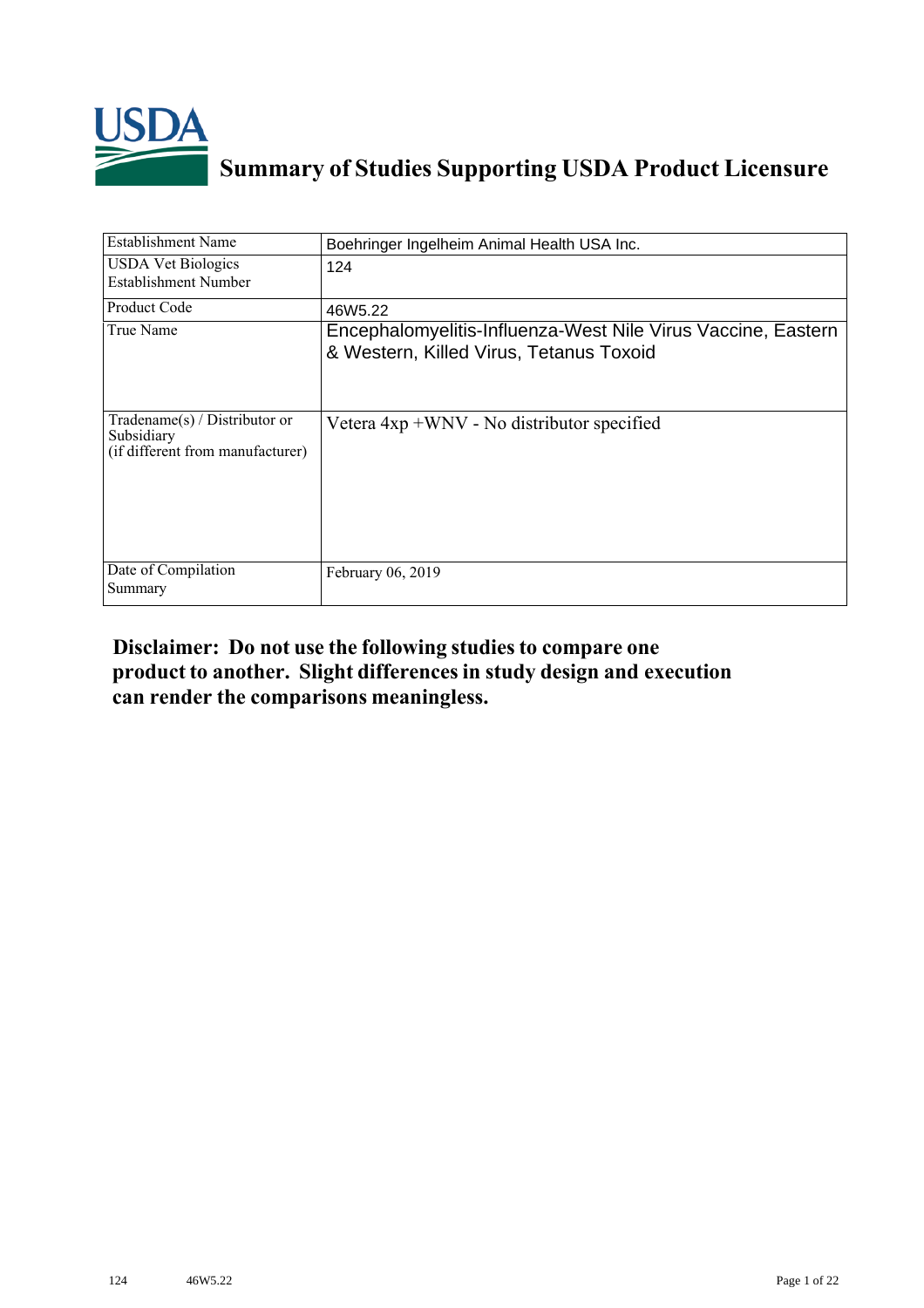# Summary of Studies Supporting USDA Product Licensure

| Establishment Name | Boehringer Ingelheim Animal Health USA Inc. |
|---|---|
| USDA Vet Biologics Establishment Number | 124 |
| Product Code | 46W5.22 |
| True Name | Encephalomyelitis-Influenza-West Nile Virus Vaccine, Eastern & Western, Killed Virus, Tetanus Toxoid |
| Tradename(s) / Distributor or Subsidiary (if different from manufacturer) | Vetera 4xp +WNV - No distributor specified |
| Date of Compilation Summary | February 06, 2019 |

**Disclaimer: Do not use the following studies to compare one product to another. Slight differences in study design and execution can render the comparisons meaningless.**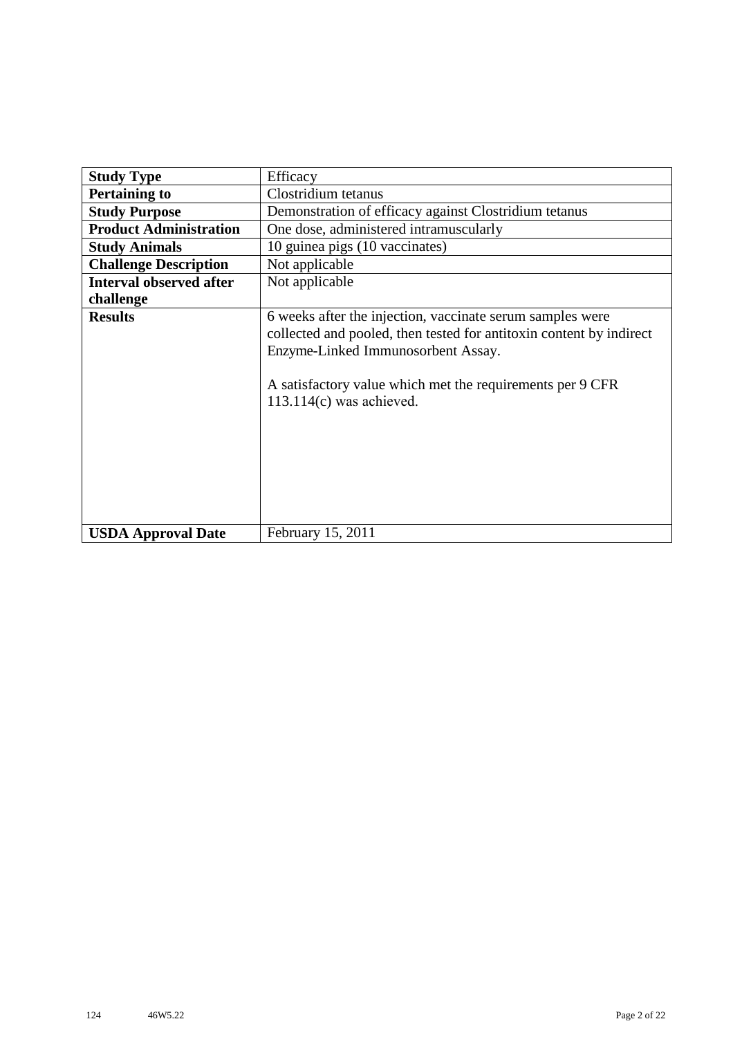| **Study Type** | Efficacy |
| --- | --- |
| **Pertaining to** | Clostridium tetanus |
| **Study Purpose** | Demonstration of efficacy against Clostridium tetanus |
| **Product Administration** | One dose, administered intramuscularly |
| **Study Animals** | 10 guinea pigs (10 vaccinates) |
| **Challenge Description** | Not applicable |
| **Interval observed after challenge** | Not applicable |
| **Results** | 6 weeks after the injection, vaccinate serum samples were collected and pooled, then tested for antitoxin content by indirect Enzyme-Linked Immunosorbent Assay.<br><br>A satisfactory value which met the requirements per 9 CFR 113.114(c) was achieved. |
| **USDA Approval Date** | February 15, 2011 |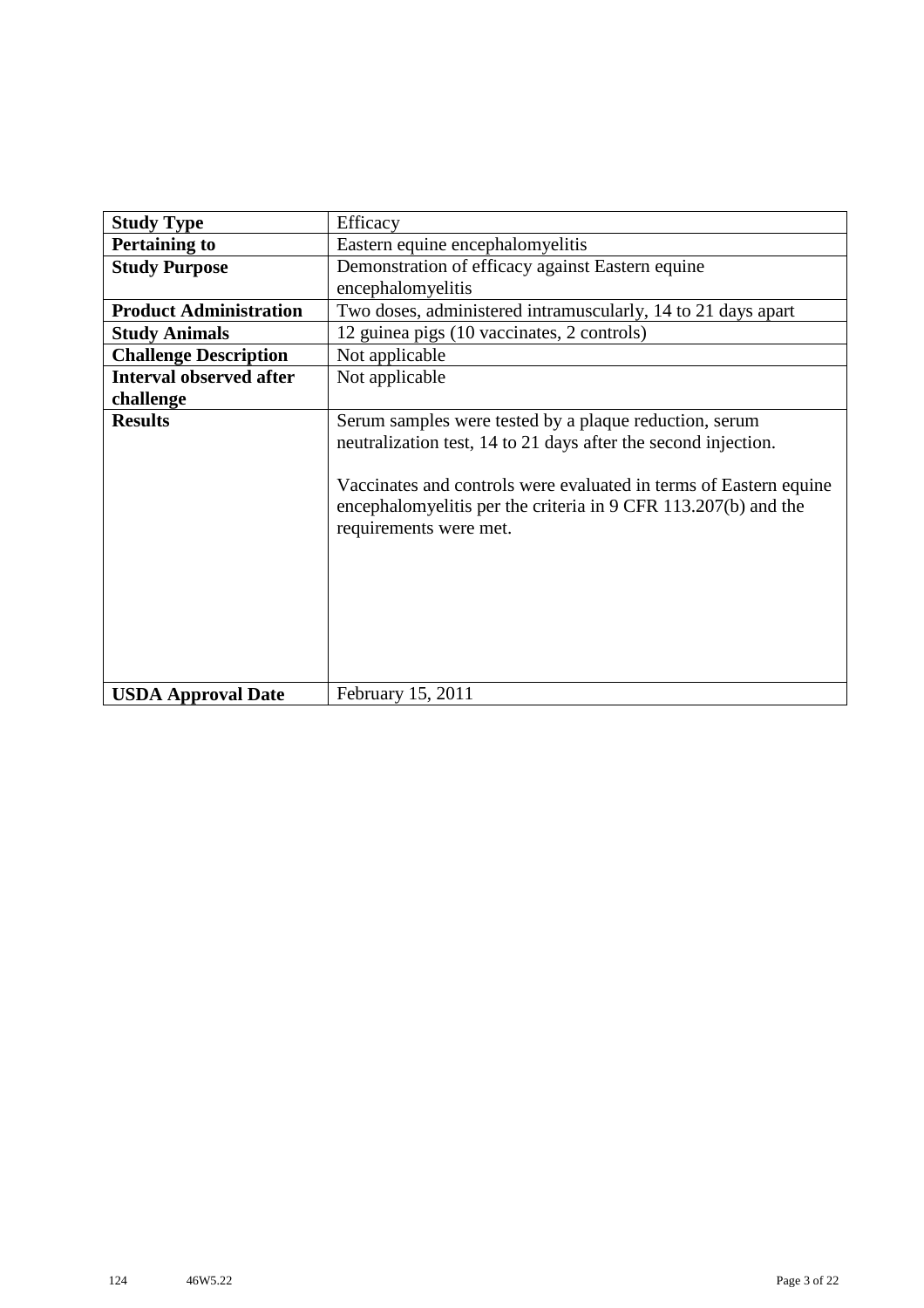| **Study Type** | Efficacy |
|---|---|
| **Pertaining to** | Eastern equine encephalomyelitis |
| **Study Purpose** | Demonstration of efficacy against Eastern equine encephalomyelitis |
| **Product Administration** | Two doses, administered intramuscularly, 14 to 21 days apart |
| **Study Animals** | 12 guinea pigs (10 vaccinates, 2 controls) |
| **Challenge Description** | Not applicable |
| **Interval observed after challenge** | Not applicable |
| **Results** | Serum samples were tested by a plaque reduction, serum neutralization test, 14 to 21 days after the second injection.<br><br>Vaccinates and controls were evaluated in terms of Eastern equine encephalomyelitis per the criteria in 9 CFR 113.207(b) and the requirements were met. |
| **USDA Approval Date** | February 15, 2011 |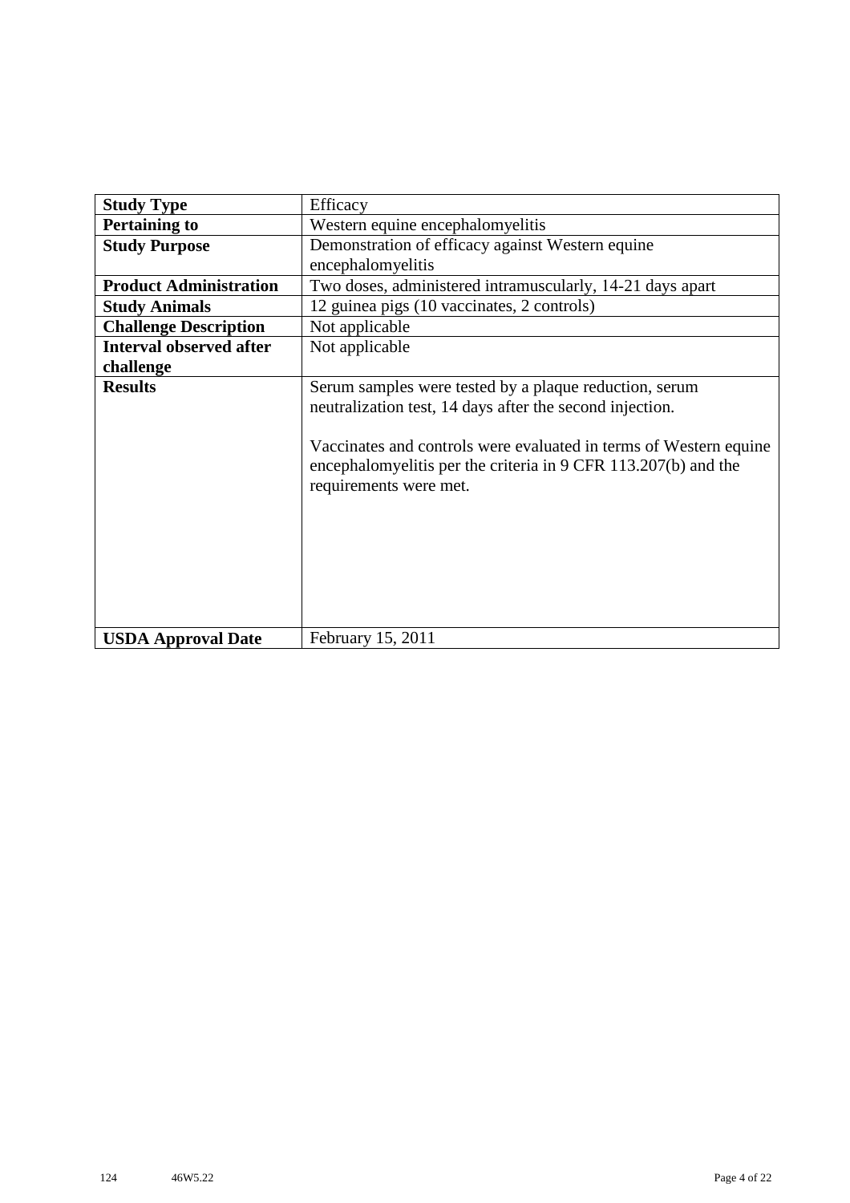| **Study Type** | Efficacy |
| --- | --- |
| **Pertaining to** | Western equine encephalomyelitis |
| **Study Purpose** | Demonstration of efficacy against Western equine encephalomyelitis |
| **Product Administration** | Two doses, administered intramuscularly, 14-21 days apart |
| **Study Animals** | 12 guinea pigs (10 vaccinates, 2 controls) |
| **Challenge Description** | Not applicable |
| **Interval observed after challenge** | Not applicable |
| **Results** | Serum samples were tested by a plaque reduction, serum neutralization test, 14 days after the second injection.<br><br>Vaccinates and controls were evaluated in terms of Western equine encephalomyelitis per the criteria in 9 CFR 113.207(b) and the requirements were met. |
| **USDA Approval Date** | February 15, 2011 |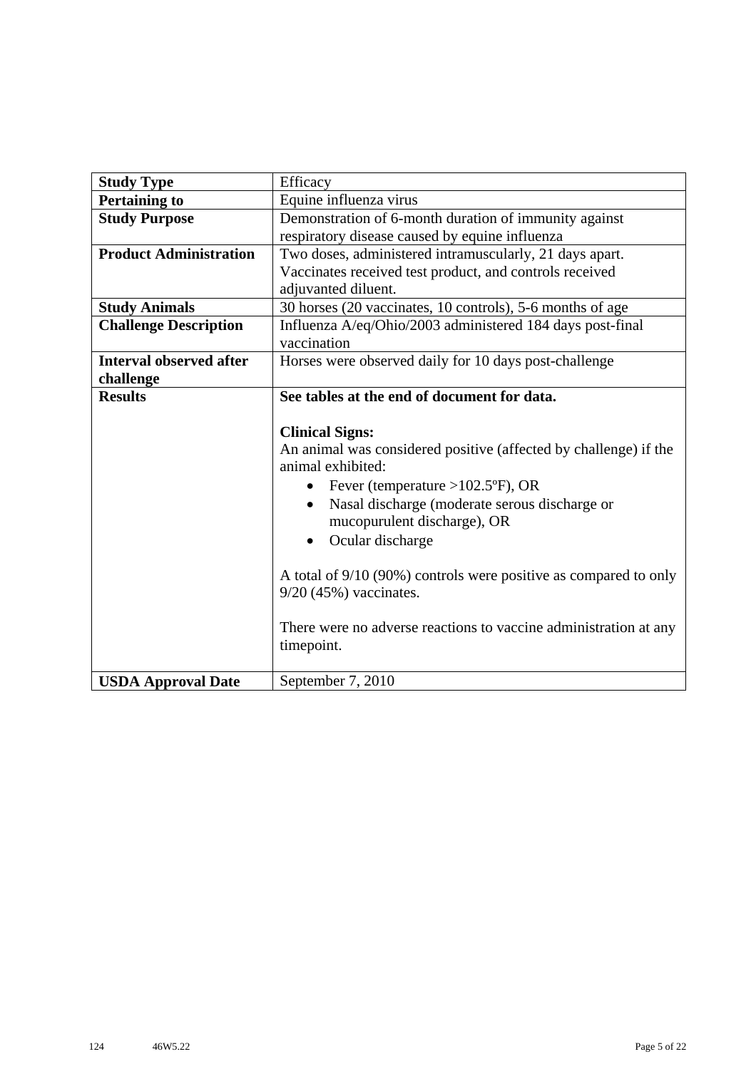| Study Type | Efficacy |
|---|---|
| **Pertaining to** | Equine influenza virus |
| **Study Purpose** | Demonstration of 6-month duration of immunity against respiratory disease caused by equine influenza |
| **Product Administration** | Two doses, administered intramuscularly, 21 days apart. Vaccinates received test product, and controls received adjuvanted diluent. |
| **Study Animals** | 30 horses (20 vaccinates, 10 controls), 5-6 months of age |
| **Challenge Description** | Influenza A/eq/Ohio/2003 administered 184 days post-final vaccination |
| **Interval observed after challenge** | Horses were observed daily for 10 days post-challenge |
| **Results** | **See tables at the end of document for data.**<br><br>**Clinical Signs:**<br>An animal was considered positive (affected by challenge) if the animal exhibited:<br>• Fever (temperature >102.5ºF), OR<br>• Nasal discharge (moderate serous discharge or mucopurulent discharge), OR<br>• Ocular discharge<br><br>A total of 9/10 (90%) controls were positive as compared to only 9/20 (45%) vaccinates.<br><br>There were no adverse reactions to vaccine administration at any timepoint. |
| **USDA Approval Date** | September 7, 2010 |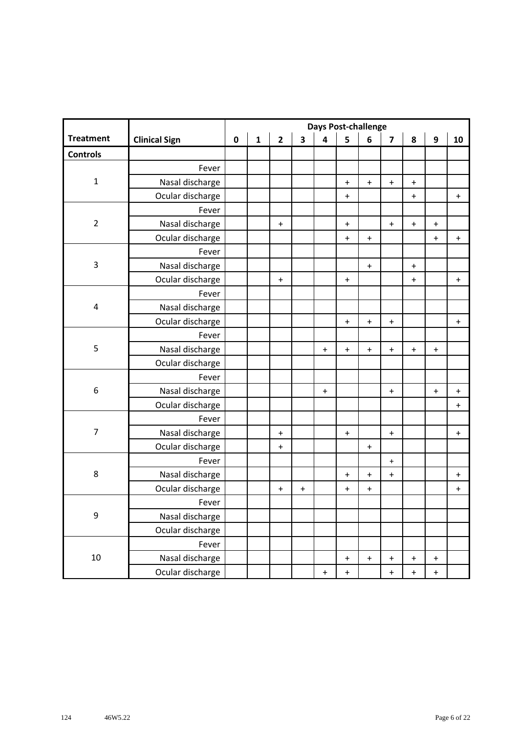| Treatment | Clinical Sign | Days Post-challenge | | | | | | | | | | |
|---|---|---|---|---|---|---|---|---|---|---|---|---|
| | | 0 | 1 | 2 | 3 | 4 | 5 | 6 | 7 | 8 | 9 | 10 |
| **Controls** | | | | | | | | | | | | |
| 1 | Fever | | | | | | | | | | | |
| | Nasal discharge | | | | | | + | + | + | + | | |
| | Ocular discharge | | | | | | + | | | + | | + |
| 2 | Fever | | | | | | | | | | | |
| | Nasal discharge | | | + | | | + | | + | + | + | |
| | Ocular discharge | | | | | | + | + | | | + | + |
| 3 | Fever | | | | | | | | | | | |
| | Nasal discharge | | | | | | | + | | + | | |
| | Ocular discharge | | | + | | | + | | | + | | + |
| 4 | Fever | | | | | | | | | | | |
| | Nasal discharge | | | | | | | | | | | |
| | Ocular discharge | | | | | | + | + | + | | | + |
| 5 | Fever | | | | | | | | | | | |
| | Nasal discharge | | | | | + | + | + | + | + | + | |
| | Ocular discharge | | | | | | | | | | | |
| 6 | Fever | | | | | | | | | | | |
| | Nasal discharge | | | | | + | | | + | | + | + |
| | Ocular discharge | | | | | | | | | | | + |
| 7 | Fever | | | | | | | | | | | |
| | Nasal discharge | | | + | | | + | | + | | | + |
| | Ocular discharge | | | + | | | | + | | | | |
| 8 | Fever | | | | | | | | + | | | |
| | Nasal discharge | | | | | | + | + | + | | | + |
| | Ocular discharge | | | + | + | | + | + | | | | + |
| 9 | Fever | | | | | | | | | | | |
| | Nasal discharge | | | | | | | | | | | |
| | Ocular discharge | | | | | | | | | | | |
| 10 | Fever | | | | | | | | | | | |
| | Nasal discharge | | | | | | + | + | + | + | + | |
| | Ocular discharge | | | | | + | + | | + | + | + | |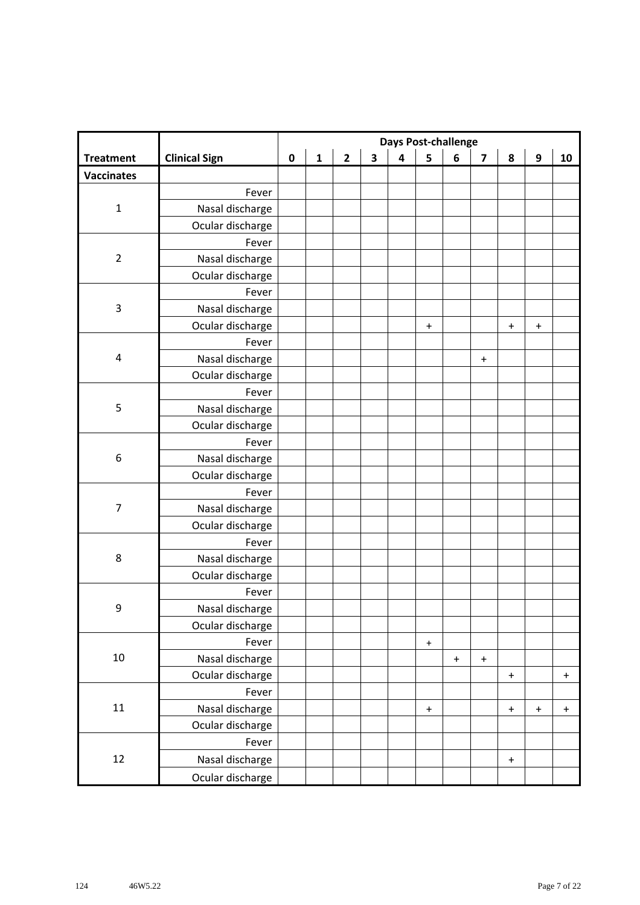| Treatment | Clinical Sign | Days Post-challenge | | | | | | | | | | |
|---|---|---|---|---|---|---|---|---|---|---|---|---|
| | | 0 | 1 | 2 | 3 | 4 | 5 | 6 | 7 | 8 | 9 | 10 |
| **Vaccinates** | | | | | | | | | | | | |
| 1 | Fever | | | | | | | | | | | |
| | Nasal discharge | | | | | | | | | | | |
| | Ocular discharge | | | | | | | | | | | |
| 2 | Fever | | | | | | | | | | | |
| | Nasal discharge | | | | | | | | | | | |
| | Ocular discharge | | | | | | | | | | | |
| 3 | Fever | | | | | | | | | | | |
| | Nasal discharge | | | | | | | | | | | |
| | Ocular discharge | | | | | | + | | | + | + | |
| 4 | Fever | | | | | | | | | | | |
| | Nasal discharge | | | | | | | | + | | | |
| | Ocular discharge | | | | | | | | | | | |
| 5 | Fever | | | | | | | | | | | |
| | Nasal discharge | | | | | | | | | | | |
| | Ocular discharge | | | | | | | | | | | |
| 6 | Fever | | | | | | | | | | | |
| | Nasal discharge | | | | | | | | | | | |
| | Ocular discharge | | | | | | | | | | | |
| 7 | Fever | | | | | | | | | | | |
| | Nasal discharge | | | | | | | | | | | |
| | Ocular discharge | | | | | | | | | | | |
| 8 | Fever | | | | | | | | | | | |
| | Nasal discharge | | | | | | | | | | | |
| | Ocular discharge | | | | | | | | | | | |
| 9 | Fever | | | | | | | | | | | |
| | Nasal discharge | | | | | | | | | | | |
| | Ocular discharge | | | | | | | | | | | |
| 10 | Fever | | | | | | + | | | | | |
| | Nasal discharge | | | | | | | + | + | | | |
| | Ocular discharge | | | | | | | | | + | | + |
| 11 | Fever | | | | | | | | | | | |
| | Nasal discharge | | | | | | + | | | + | + | + |
| | Ocular discharge | | | | | | | | | | | |
| 12 | Fever | | | | | | | | | | | |
| | Nasal discharge | | | | | | | | | + | | |
| | Ocular discharge | | | | | | | | | | | |

124 46W5.22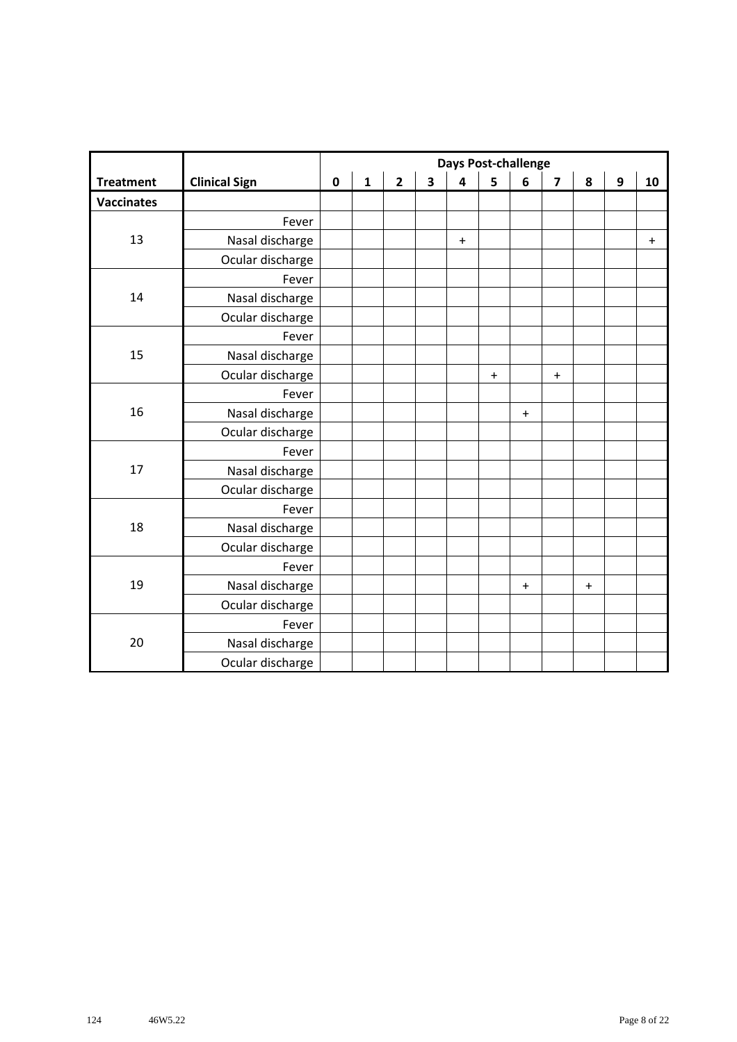| Treatment | Clinical Sign | Days Post-challenge | | | | | | | | | | |
|---|---|---|---|---|---|---|---|---|---|---|---|---|
| | | 0 | 1 | 2 | 3 | 4 | 5 | 6 | 7 | 8 | 9 | 10 |
| **Vaccinates** | | | | | | | | | | | | |
| 13 | Fever | | | | | | | | | | | |
| | Nasal discharge | | | | | + | | | | | | + |
| | Ocular discharge | | | | | | | | | | | |
| 14 | Fever | | | | | | | | | | | |
| | Nasal discharge | | | | | | | | | | | |
| | Ocular discharge | | | | | | | | | | | |
| 15 | Fever | | | | | | | | | | | |
| | Nasal discharge | | | | | | | | | | | |
| | Ocular discharge | | | | | | + | | + | | | |
| 16 | Fever | | | | | | | | | | | |
| | Nasal discharge | | | | | | | + | | | | |
| | Ocular discharge | | | | | | | | | | | |
| 17 | Fever | | | | | | | | | | | |
| | Nasal discharge | | | | | | | | | | | |
| | Ocular discharge | | | | | | | | | | | |
| 18 | Fever | | | | | | | | | | | |
| | Nasal discharge | | | | | | | | | | | |
| | Ocular discharge | | | | | | | | | | | |
| 19 | Fever | | | | | | | | | | | |
| | Nasal discharge | | | | | | | + | | + | | |
| | Ocular discharge | | | | | | | | | | | |
| 20 | Fever | | | | | | | | | | | |
| | Nasal discharge | | | | | | | | | | | |
| | Ocular discharge | | | | | | | | | | | |

124 46W5.22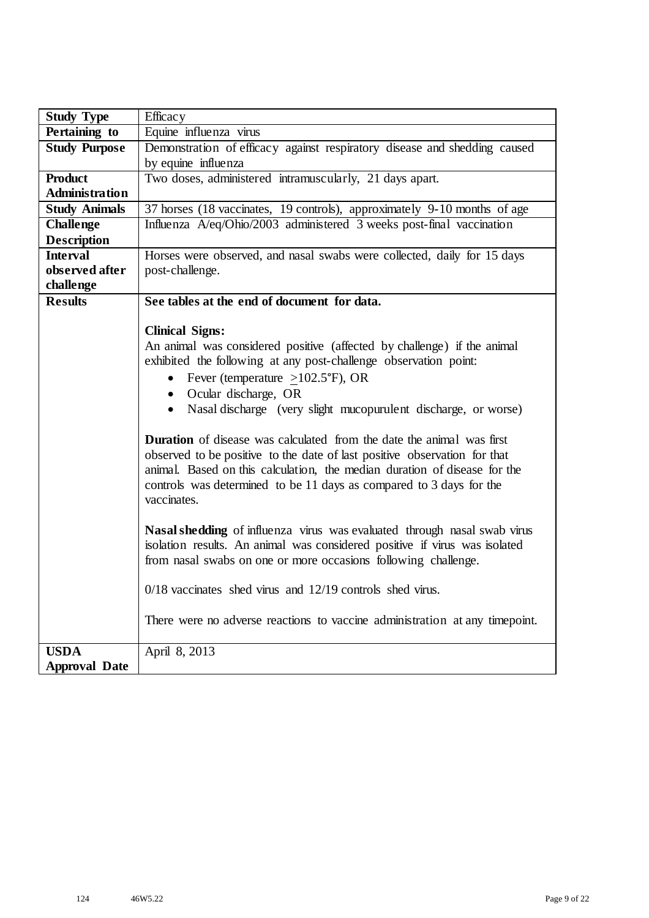| | |
|---|---|
| **Study Type** | Efficacy |
| **Pertaining to** | Equine influenza virus |
| **Study Purpose** | Demonstration of efficacy against respiratory disease and shedding caused by equine influenza |
| **Product Administration** | Two doses, administered intramuscularly, 21 days apart. |
| **Study Animals** | 37 horses (18 vaccinates, 19 controls), approximately 9-10 months of age |
| **Challenge Description** | Influenza A/eq/Ohio/2003 administered 3 weeks post-final vaccination |
| **Interval observed after challenge** | Horses were observed, and nasal swabs were collected, daily for 15 days post-challenge. |
| **Results** | **See tables at the end of document for data.**<br><br>**Clinical Signs:**<br>An animal was considered positive (affected by challenge) if the animal exhibited the following at any post-challenge observation point:<br>• Fever (temperature $\geq$102.5°F), OR<br>• Ocular discharge, OR<br>• Nasal discharge (very slight mucopurulent discharge, or worse)<br><br>**Duration** of disease was calculated from the date the animal was first observed to be positive to the date of last positive observation for that animal. Based on this calculation, the median duration of disease for the controls was determined to be 11 days as compared to 3 days for the vaccinates.<br><br>**Nasal shedding** of influenza virus was evaluated through nasal swab virus isolation results. An animal was considered positive if virus was isolated from nasal swabs on one or more occasions following challenge.<br><br>0/18 vaccinates shed virus and 12/19 controls shed virus.<br><br>There were no adverse reactions to vaccine administration at any timepoint. |
| **USDA Approval Date** | April 8, 2013 |

124 46W5.22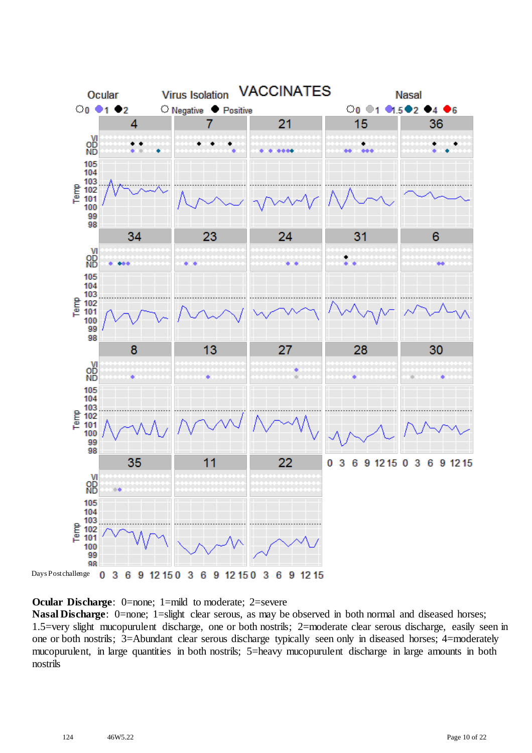Ocular ○0 ●1 ●2 Virus Isolation ○ Negative ● Positive **VACCINATES** Nasal ○0 ●1 ●1.5 ●2 ●4 ●6

**Ocular Discharge**: 0=none; 1=mild to moderate; 2=severe
**Nasal Discharge**: 0=none; 1=slight clear serous, as may be observed in both normal and diseased horses; 1.5=very slight mucopurulent discharge, one or both nostrils; 2=moderate clear serous discharge, easily seen in one or both nostrils; 3=Abundant clear serous discharge typically seen only in diseased horses; 4=moderately mucopurulent, in large quantities in both nostrils; 5=heavy mucopurulent discharge in large amounts in both nostrils

124 46W5.22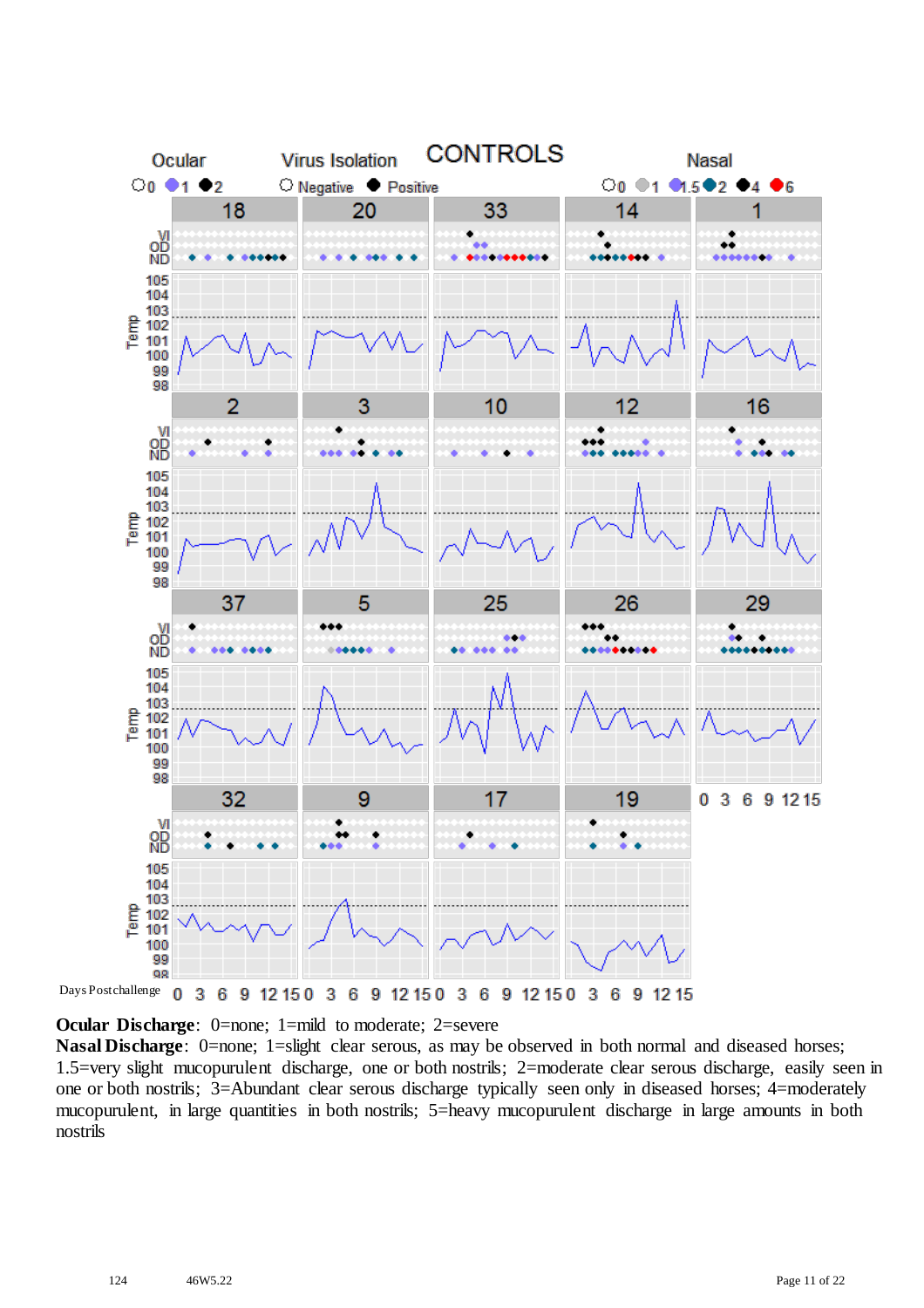CONTROLS

Ocular: ○0 ●1 ●2

Virus Isolation: ○ Negative ● Positive

Nasal: ○0 ●1 ●1.5 ●2 ●4 ●6

Panels: 18, 20, 33, 14, 1, 2, 3, 10, 12, 16, 37, 5, 25, 26, 29, 32, 9, 17, 19

Rows: VI, OD, ND; Temp (98–105)

Days Postchallenge: 0 3 6 9 12 15

**Ocular Discharge**: 0=none; 1=mild to moderate; 2=severe

**Nasal Discharge**: 0=none; 1=slight clear serous, as may be observed in both normal and diseased horses; 1.5=very slight mucopurulent discharge, one or both nostrils; 2=moderate clear serous discharge, easily seen in one or both nostrils; 3=Abundant clear serous discharge typically seen only in diseased horses; 4=moderately mucopurulent, in large quantities in both nostrils; 5=heavy mucopurulent discharge in large amounts in both nostrils

124 46W5.22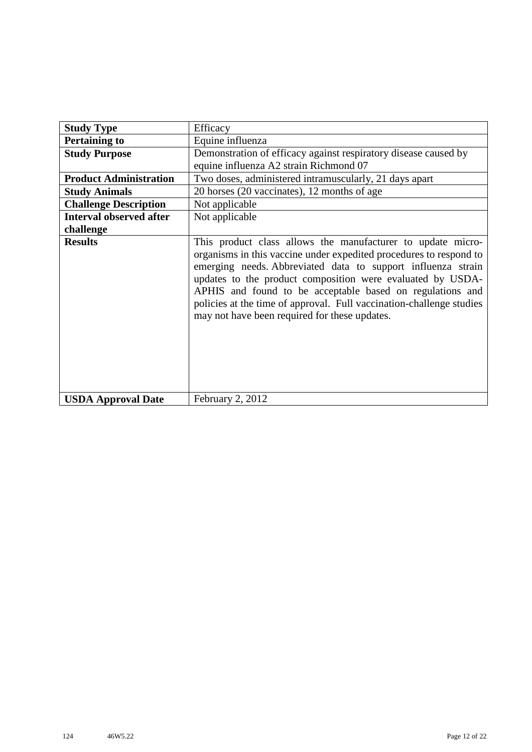| **Study Type** | Efficacy |
| --- | --- |
| **Pertaining to** | Equine influenza |
| **Study Purpose** | Demonstration of efficacy against respiratory disease caused by equine influenza A2 strain Richmond 07 |
| **Product Administration** | Two doses, administered intramuscularly, 21 days apart |
| **Study Animals** | 20 horses (20 vaccinates), 12 months of age |
| **Challenge Description** | Not applicable |
| **Interval observed after challenge** | Not applicable |
| **Results** | This product class allows the manufacturer to update micro-organisms in this vaccine under expedited procedures to respond to emerging needs. Abbreviated data to support influenza strain updates to the product composition were evaluated by USDA-APHIS and found to be acceptable based on regulations and policies at the time of approval. Full vaccination-challenge studies may not have been required for these updates. |
| **USDA Approval Date** | February 2, 2012 |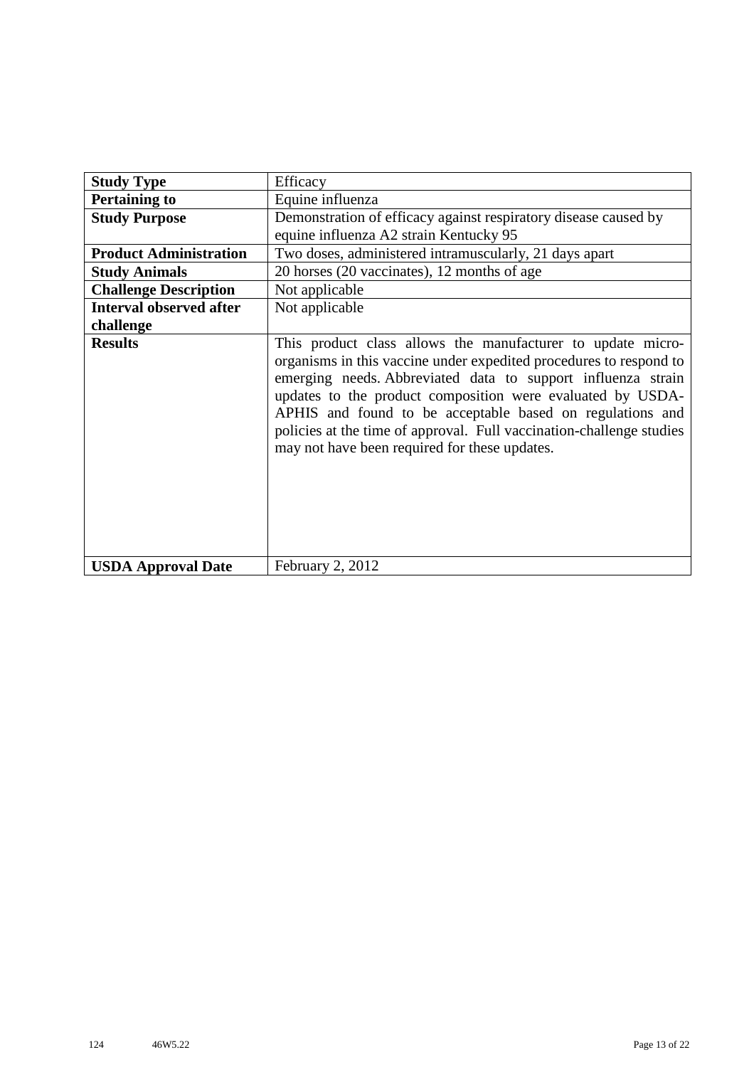| **Study Type** | Efficacy |
|---|---|
| **Pertaining to** | Equine influenza |
| **Study Purpose** | Demonstration of efficacy against respiratory disease caused by equine influenza A2 strain Kentucky 95 |
| **Product Administration** | Two doses, administered intramuscularly, 21 days apart |
| **Study Animals** | 20 horses (20 vaccinates), 12 months of age |
| **Challenge Description** | Not applicable |
| **Interval observed after challenge** | Not applicable |
| **Results** | This product class allows the manufacturer to update micro-organisms in this vaccine under expedited procedures to respond to emerging needs. Abbreviated data to support influenza strain updates to the product composition were evaluated by USDA-APHIS and found to be acceptable based on regulations and policies at the time of approval. Full vaccination-challenge studies may not have been required for these updates. |
| **USDA Approval Date** | February 2, 2012 |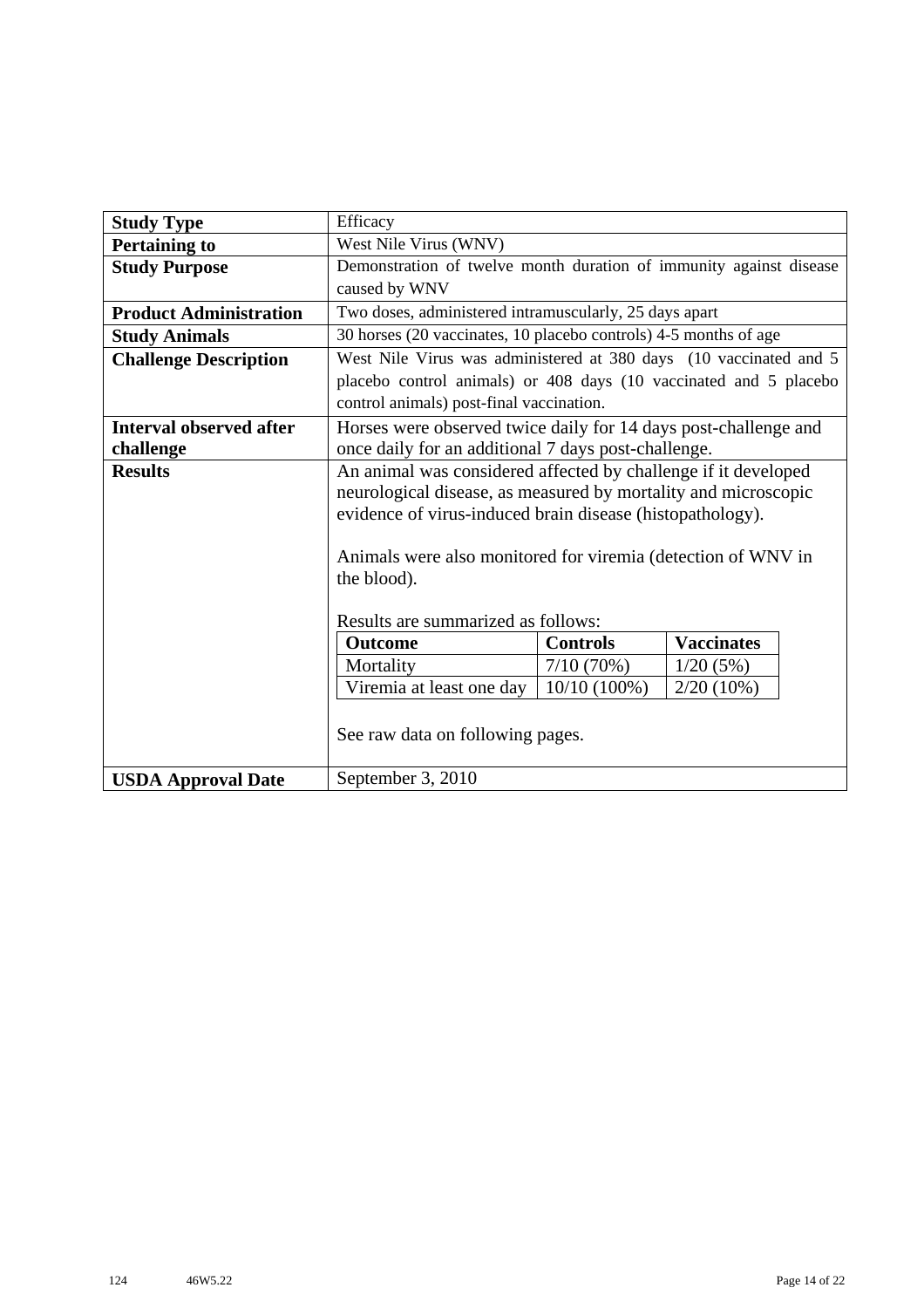| | |
|---|---|
| **Study Type** | Efficacy |
| **Pertaining to** | West Nile Virus (WNV) |
| **Study Purpose** | Demonstration of twelve month duration of immunity against disease caused by WNV |
| **Product Administration** | Two doses, administered intramuscularly, 25 days apart |
| **Study Animals** | 30 horses (20 vaccinates, 10 placebo controls) 4-5 months of age |
| **Challenge Description** | West Nile Virus was administered at 380 days (10 vaccinated and 5 placebo control animals) or 408 days (10 vaccinated and 5 placebo control animals) post-final vaccination. |
| **Interval observed after challenge** | Horses were observed twice daily for 14 days post-challenge and once daily for an additional 7 days post-challenge. |
| **Results** | An animal was considered affected by challenge if it developed neurological disease, as measured by mortality and microscopic evidence of virus-induced brain disease (histopathology).<br><br>Animals were also monitored for viremia (detection of WNV in the blood).<br><br>Results are summarized as follows:<br><br>See raw data on following pages. |
| **USDA Approval Date** | September 3, 2010 |

| Outcome | Controls | Vaccinates |
|---|---|---|
| Mortality | 7/10 (70%) | 1/20 (5%) |
| Viremia at least one day | 10/10 (100%) | 2/20 (10%) |

124 46W5.22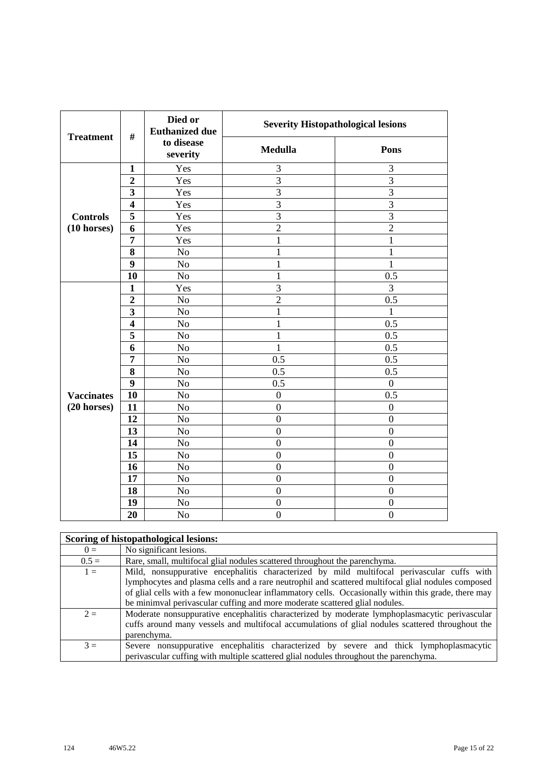| Treatment | # | Died or Euthanized due to disease severity | Severity Histopathological lesions | |
|---|---|---|---|---|
| | | | Medulla | Pons |
| Controls (10 horses) | 1 | Yes | 3 | 3 |
| | 2 | Yes | 3 | 3 |
| | 3 | Yes | 3 | 3 |
| | 4 | Yes | 3 | 3 |
| | 5 | Yes | 3 | 3 |
| | 6 | Yes | 2 | 2 |
| | 7 | Yes | 1 | 1 |
| | 8 | No | 1 | 1 |
| | 9 | No | 1 | 1 |
| | 10 | No | 1 | 0.5 |
| Vaccinates (20 horses) | 1 | Yes | 3 | 3 |
| | 2 | No | 2 | 0.5 |
| | 3 | No | 1 | 1 |
| | 4 | No | 1 | 0.5 |
| | 5 | No | 1 | 0.5 |
| | 6 | No | 1 | 0.5 |
| | 7 | No | 0.5 | 0.5 |
| | 8 | No | 0.5 | 0.5 |
| | 9 | No | 0.5 | 0 |
| | 10 | No | 0 | 0.5 |
| | 11 | No | 0 | 0 |
| | 12 | No | 0 | 0 |
| | 13 | No | 0 | 0 |
| | 14 | No | 0 | 0 |
| | 15 | No | 0 | 0 |
| | 16 | No | 0 | 0 |
| | 17 | No | 0 | 0 |
| | 18 | No | 0 | 0 |
| | 19 | No | 0 | 0 |
| | 20 | No | 0 | 0 |

| Scoring of histopathological lesions: | |
|---|---|
| 0 = | No significant lesions. |
| 0.5 = | Rare, small, multifocal glial nodules scattered throughout the parenchyma. |
| 1 = | Mild, nonsuppurative encephalitis characterized by mild multifocal perivascular cuffs with lymphocytes and plasma cells and a rare neutrophil and scattered multifocal glial nodules composed of glial cells with a few mononuclear inflammatory cells. Occasionally within this grade, there may be minimval perivascular cuffing and more moderate scattered glial nodules. |
| 2 = | Moderate nonsuppurative encephalitis characterized by moderate lymphoplasmacytic perivascular cuffs around many vessels and multifocal accumulations of glial nodules scattered throughout the parenchyma. |
| 3 = | Severe nonsuppurative encephalitis characterized by severe and thick lymphoplasmacytic perivascular cuffing with multiple scattered glial nodules throughout the parenchyma. |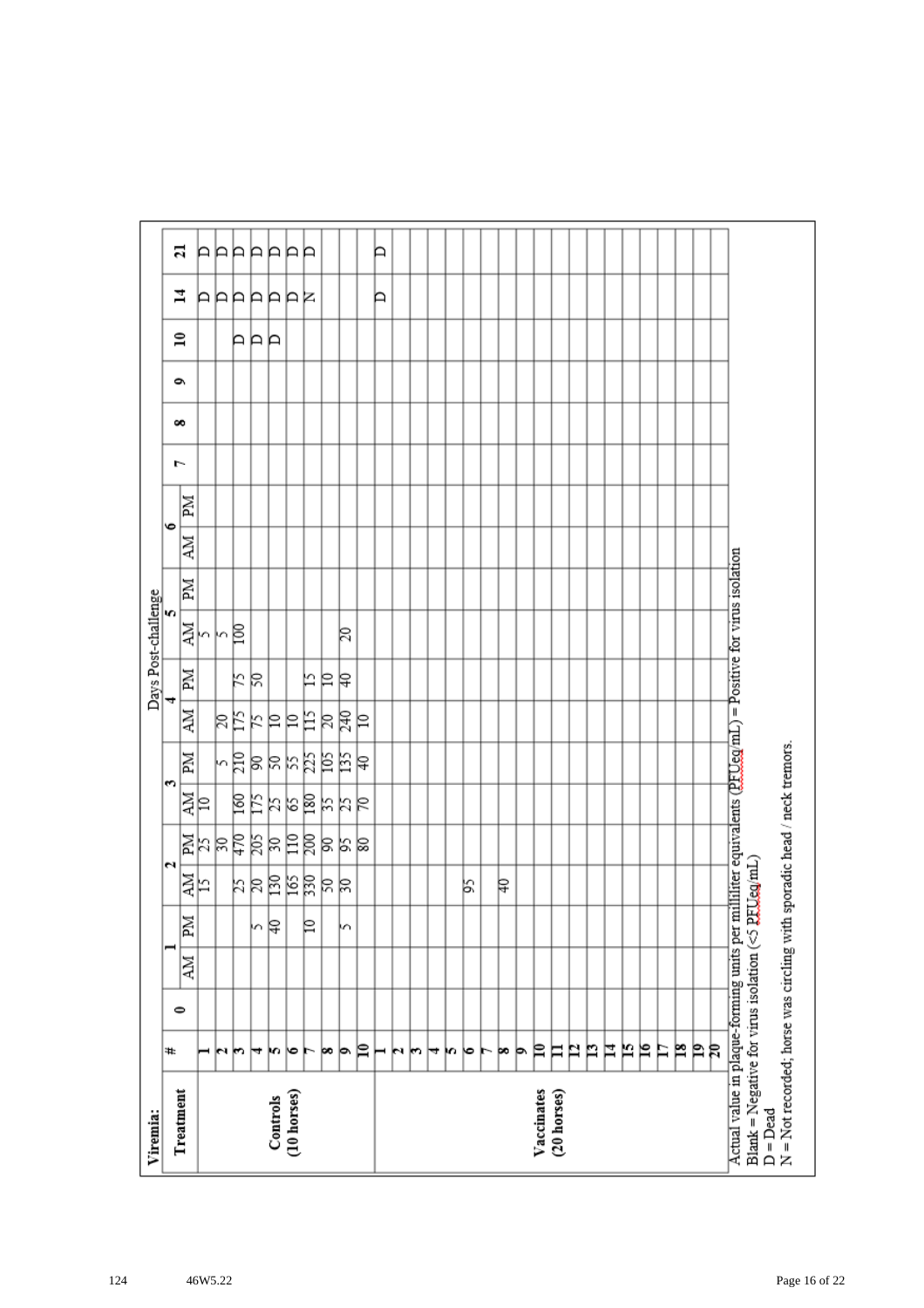**Viremia:**

| Treatment | # | Days Post-challenge | | | | | | | | | | | | | | | | | | |
|---|---|---|---|---|---|---|---|---|---|---|---|---|---|---|---|---|---|---|---|---|
| | | 0 | 1 | | 2 | | 3 | | 4 | | 5 | | 6 | | 7 | 8 | 9 | 10 | 14 | 21 |
| | | | AM | PM | AM | PM | AM | PM | AM | PM | AM | PM | AM | PM | | | | | | |
| Controls (10 horses) | 1 | | | | 15 | 25 | 10 | | | | 5 | | | | | | | | D | D |
| | 2 | | | | | 30 | | 5 | 20 | | 5 | | | | | | | | D | D |
| | 3 | | | | 25 | 470 | 160 | 210 | 175 | 75 | 100 | | | | | | | D | D | D |
| | 4 | | | 5 | 20 | 205 | 175 | 90 | 75 | 50 | | | | | | | | D | D | D |
| | 5 | | | 40 | 130 | 30 | 25 | 50 | 10 | | | | | | | | | D | D | D |
| | 6 | | | | 165 | 110 | 65 | 55 | 10 | | | | | | | | | | D | D |
| | 7 | | | 10 | 330 | 200 | 180 | 225 | 115 | 15 | | | | | | | | | N | D |
| | 8 | | | | 50 | 90 | 35 | 105 | 20 | 10 | | | | | | | | | | |
| | 9 | | | 5 | 30 | 95 | 25 | 135 | 240 | 40 | 20 | | | | | | | | | |
| | 10 | | | | | 80 | 70 | 40 | 10 | | | | | | | | | | | |
| Vaccinates (20 horses) | 1 | | | | | | | | | | | | | | | | | | D | D |
| | 2 | | | | | | | | | | | | | | | | | | | |
| | 3 | | | | | | | | | | | | | | | | | | | |
| | 4 | | | | | | | | | | | | | | | | | | | |
| | 5 | | | | | | | | | | | | | | | | | | | |
| | 6 | | | | 95 | | | | | | | | | | | | | | | |
| | 7 | | | | | | | | | | | | | | | | | | | |
| | 8 | | | | 40 | | | | | | | | | | | | | | | |
| | 9 | | | | | | | | | | | | | | | | | | | |
| | 10 | | | | | | | | | | | | | | | | | | | |
| | 11 | | | | | | | | | | | | | | | | | | | |
| | 12 | | | | | | | | | | | | | | | | | | | |
| | 13 | | | | | | | | | | | | | | | | | | | |
| | 14 | | | | | | | | | | | | | | | | | | | |
| | 15 | | | | | | | | | | | | | | | | | | | |
| | 16 | | | | | | | | | | | | | | | | | | | |
| | 17 | | | | | | | | | | | | | | | | | | | |
| | 18 | | | | | | | | | | | | | | | | | | | |
| | 19 | | | | | | | | | | | | | | | | | | | |
| | 20 | | | | | | | | | | | | | | | | | | | |

Actual value in plaque-forming units per milliliter equivalents (PFUeq/mL) = Positive for virus isolation
Blank = Negative for virus isolation (<5 PFUeq/mL)
D = Dead
N = Not recorded; horse was circling with sporadic head / neck tremors.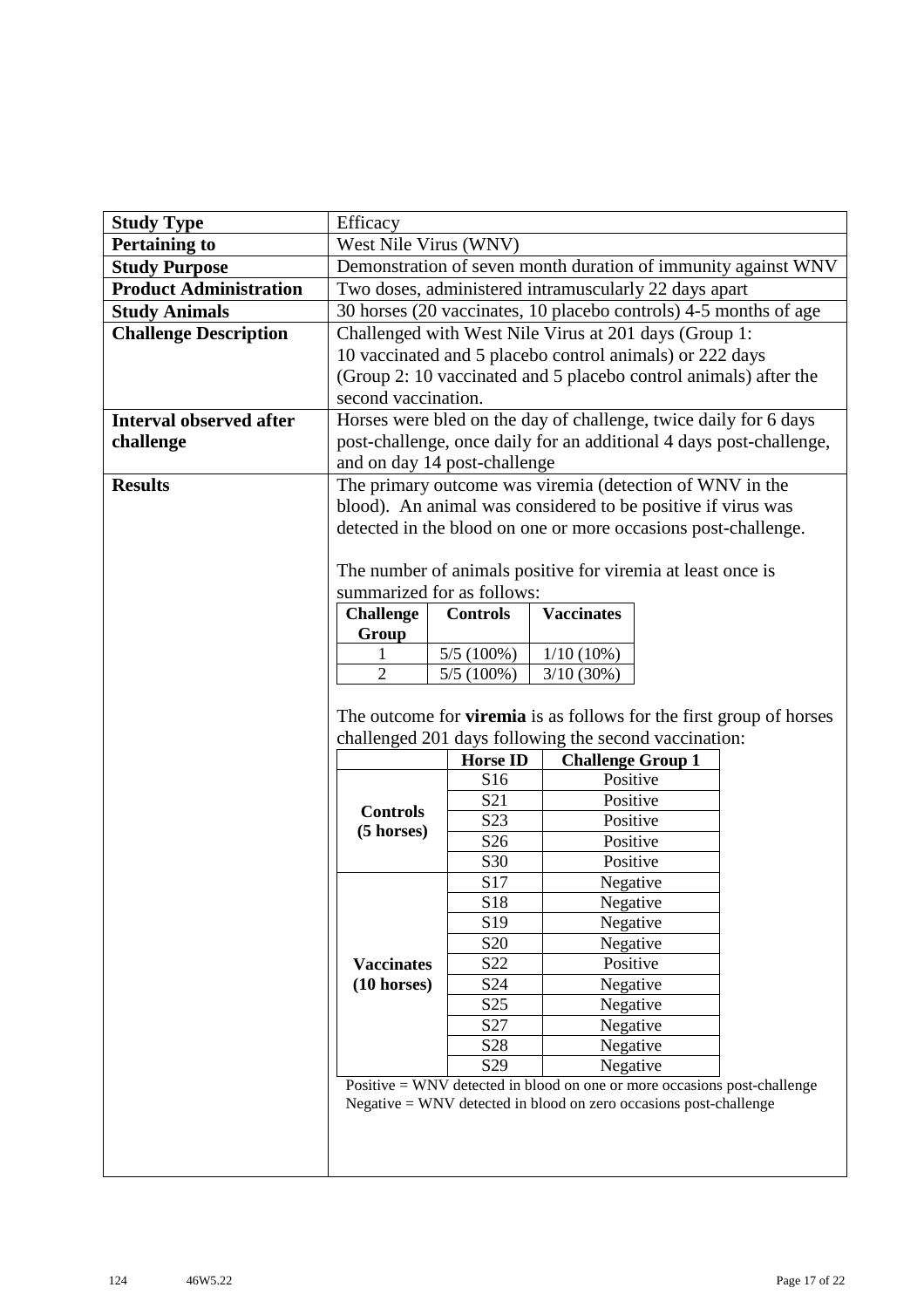| **Study Type** | Efficacy |
|---|---|
| **Pertaining to** | West Nile Virus (WNV) |
| **Study Purpose** | Demonstration of seven month duration of immunity against WNV |
| **Product Administration** | Two doses, administered intramuscularly 22 days apart |
| **Study Animals** | 30 horses (20 vaccinates, 10 placebo controls) 4-5 months of age |
| **Challenge Description** | Challenged with West Nile Virus at 201 days (Group 1: 10 vaccinated and 5 placebo control animals) or 222 days (Group 2: 10 vaccinated and 5 placebo control animals) after the second vaccination. |
| **Interval observed after challenge** | Horses were bled on the day of challenge, twice daily for 6 days post-challenge, once daily for an additional 4 days post-challenge, and on day 14 post-challenge |
| **Results** | The primary outcome was viremia (detection of WNV in the blood). An animal was considered to be positive if virus was detected in the blood on one or more occasions post-challenge. |

The number of animals positive for viremia at least once is summarized for as follows:

| Challenge Group | Controls | Vaccinates |
|---|---|---|
| 1 | 5/5 (100%) | 1/10 (10%) |
| 2 | 5/5 (100%) | 3/10 (30%) |

The outcome for **viremia** is as follows for the first group of horses challenged 201 days following the second vaccination:

| | Horse ID | Challenge Group 1 |
|---|---|---|
| **Controls (5 horses)** | S16 | Positive |
| | S21 | Positive |
| | S23 | Positive |
| | S26 | Positive |
| | S30 | Positive |
| **Vaccinates (10 horses)** | S17 | Negative |
| | S18 | Negative |
| | S19 | Negative |
| | S20 | Negative |
| | S22 | Positive |
| | S24 | Negative |
| | S25 | Negative |
| | S27 | Negative |
| | S28 | Negative |
| | S29 | Negative |

Positive = WNV detected in blood on one or more occasions post-challenge
Negative = WNV detected in blood on zero occasions post-challenge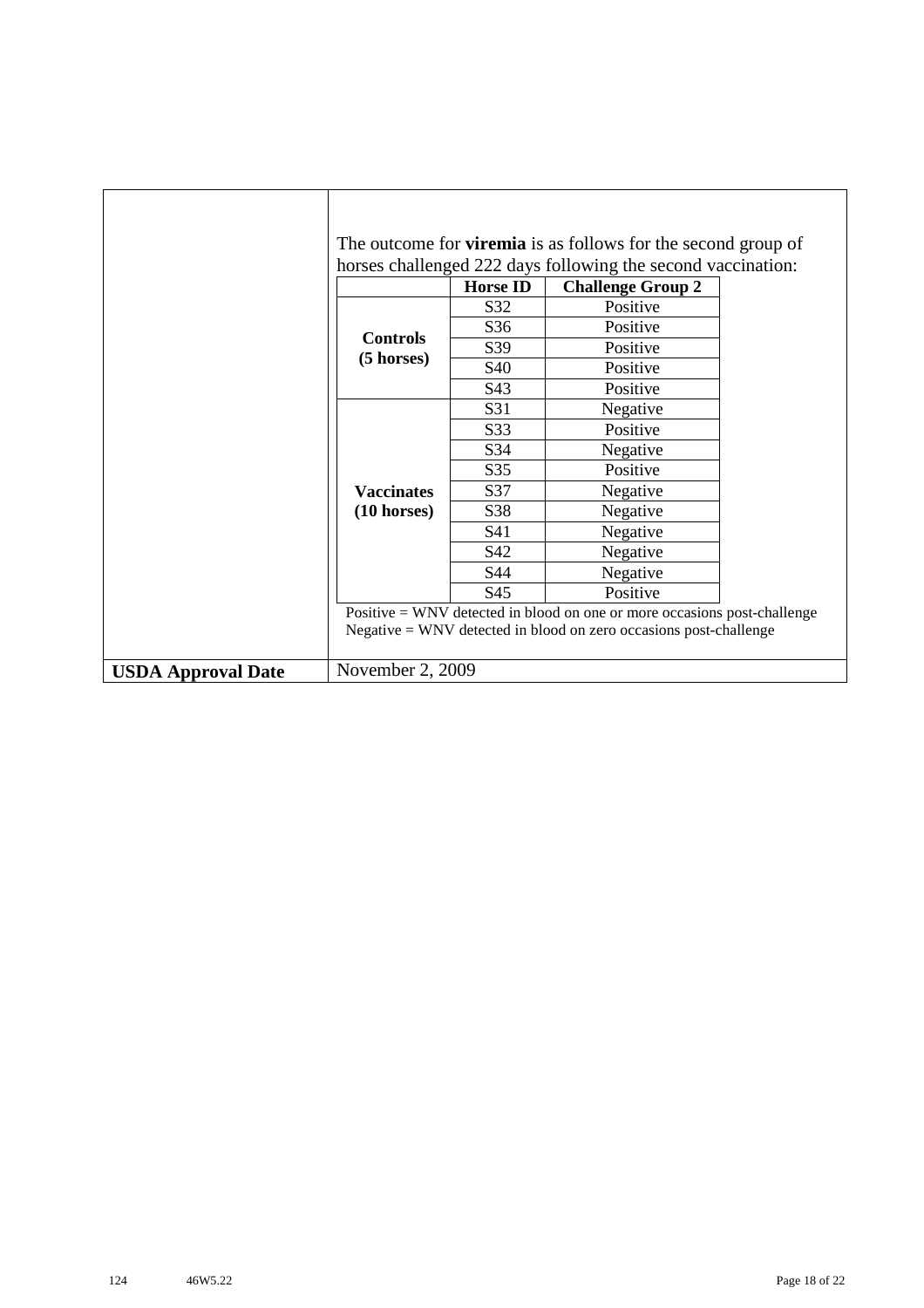The outcome for **viremia** is as follows for the second group of horses challenged 222 days following the second vaccination:

| | Horse ID | Challenge Group 2 |
|---|---|---|
| **Controls (5 horses)** | S32 | Positive |
| | S36 | Positive |
| | S39 | Positive |
| | S40 | Positive |
| | S43 | Positive |
| **Vaccinates (10 horses)** | S31 | Negative |
| | S33 | Positive |
| | S34 | Negative |
| | S35 | Positive |
| | S37 | Negative |
| | S38 | Negative |
| | S41 | Negative |
| | S42 | Negative |
| | S44 | Negative |
| | S45 | Positive |

Positive = WNV detected in blood on one or more occasions post-challenge
Negative = WNV detected in blood on zero occasions post-challenge

| | |
|---|---|
| **USDA Approval Date** | November 2, 2009 |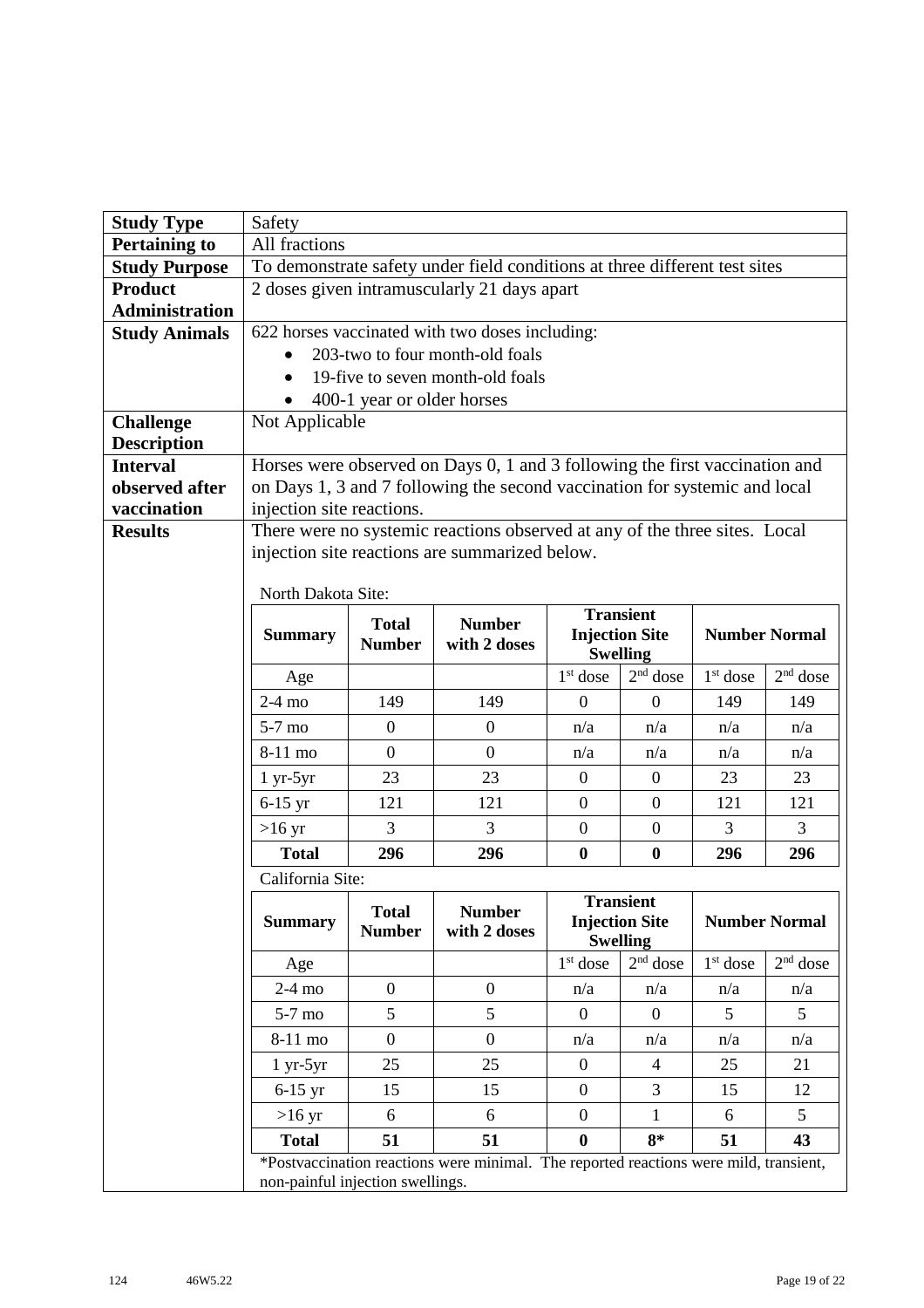| **Study Type** | Safety |
|---|---|
| **Pertaining to** | All fractions |
| **Study Purpose** | To demonstrate safety under field conditions at three different test sites |
| **Product Administration** | 2 doses given intramuscularly 21 days apart |
| **Study Animals** | 622 horses vaccinated with two doses including:<br>• 203-two to four month-old foals<br>• 19-five to seven month-old foals<br>• 400-1 year or older horses |
| **Challenge Description** | Not Applicable |
| **Interval observed after vaccination** | Horses were observed on Days 0, 1 and 3 following the first vaccination and on Days 1, 3 and 7 following the second vaccination for systemic and local injection site reactions. |
| **Results** | There were no systemic reactions observed at any of the three sites. Local injection site reactions are summarized below. |

North Dakota Site:

| **Summary** | **Total Number** | **Number with 2 doses** | **Transient Injection Site Swelling** | | **Number Normal** | |
|---|---|---|---|---|---|---|
| Age | | | 1st dose | 2nd dose | 1st dose | 2nd dose |
| 2-4 mo | 149 | 149 | 0 | 0 | 149 | 149 |
| 5-7 mo | 0 | 0 | n/a | n/a | n/a | n/a |
| 8-11 mo | 0 | 0 | n/a | n/a | n/a | n/a |
| 1 yr-5yr | 23 | 23 | 0 | 0 | 23 | 23 |
| 6-15 yr | 121 | 121 | 0 | 0 | 121 | 121 |
| >16 yr | 3 | 3 | 0 | 0 | 3 | 3 |
| **Total** | **296** | **296** | **0** | **0** | **296** | **296** |

California Site:

| **Summary** | **Total Number** | **Number with 2 doses** | **Transient Injection Site Swelling** | | **Number Normal** | |
|---|---|---|---|---|---|---|
| Age | | | 1st dose | 2nd dose | 1st dose | 2nd dose |
| 2-4 mo | 0 | 0 | n/a | n/a | n/a | n/a |
| 5-7 mo | 5 | 5 | 0 | 0 | 5 | 5 |
| 8-11 mo | 0 | 0 | n/a | n/a | n/a | n/a |
| 1 yr-5yr | 25 | 25 | 0 | 4 | 25 | 21 |
| 6-15 yr | 15 | 15 | 0 | 3 | 15 | 12 |
| >16 yr | 6 | 6 | 0 | 1 | 6 | 5 |
| **Total** | **51** | **51** | **0** | **8*** | **51** | **43** |

*Postvaccination reactions were minimal. The reported reactions were mild, transient, non-painful injection swellings.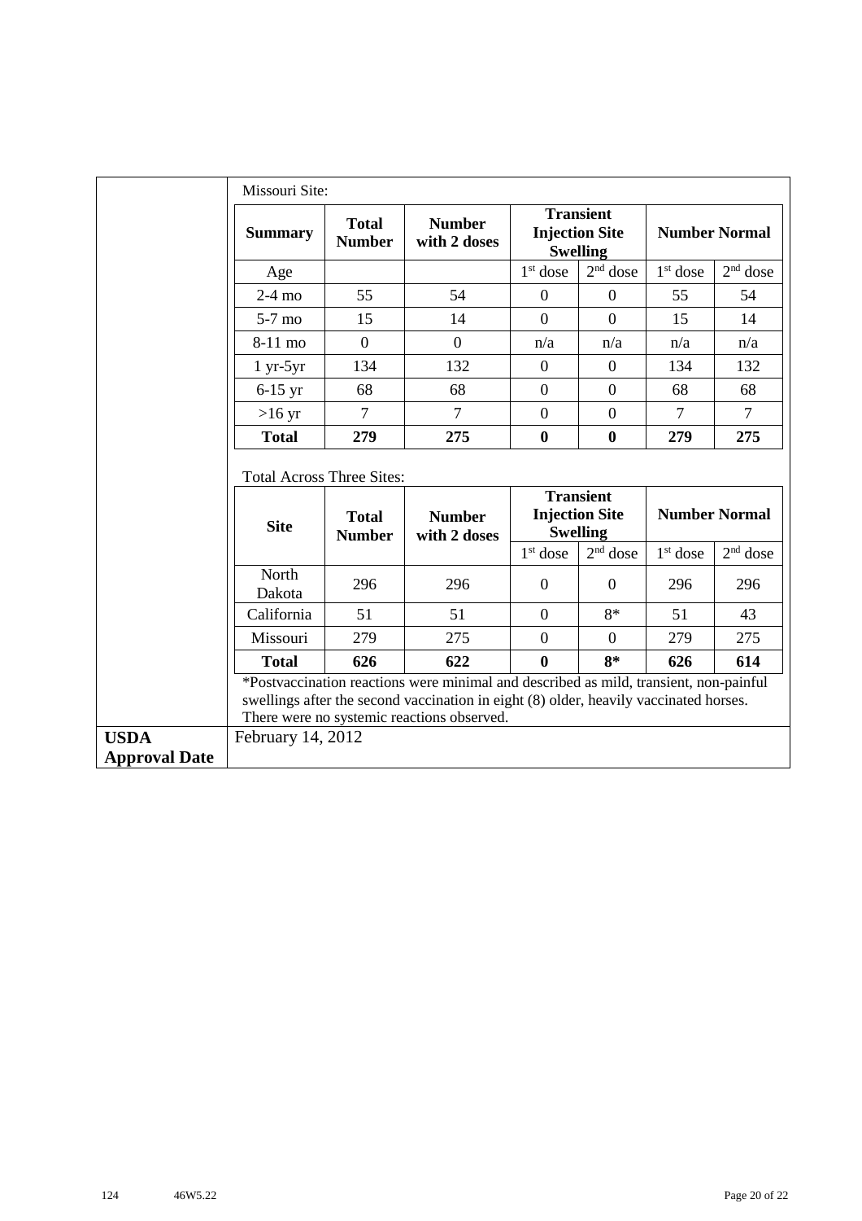Missouri Site:

| Summary | Total Number | Number with 2 doses | Transient Injection Site Swelling | | Number Normal | |
|---|---|---|---|---|---|---|
| Age | | | 1st dose | 2nd dose | 1st dose | 2nd dose |
| 2-4 mo | 55 | 54 | 0 | 0 | 55 | 54 |
| 5-7 mo | 15 | 14 | 0 | 0 | 15 | 14 |
| 8-11 mo | 0 | 0 | n/a | n/a | n/a | n/a |
| 1 yr-5yr | 134 | 132 | 0 | 0 | 134 | 132 |
| 6-15 yr | 68 | 68 | 0 | 0 | 68 | 68 |
| >16 yr | 7 | 7 | 0 | 0 | 7 | 7 |
| **Total** | **279** | **275** | **0** | **0** | **279** | **275** |

Total Across Three Sites:

| Site | Total Number | Number with 2 doses | Transient Injection Site Swelling | | Number Normal | |
|---|---|---|---|---|---|---|
| | | | 1st dose | 2nd dose | 1st dose | 2nd dose |
| North Dakota | 296 | 296 | 0 | 0 | 296 | 296 |
| California | 51 | 51 | 0 | 8* | 51 | 43 |
| Missouri | 279 | 275 | 0 | 0 | 279 | 275 |
| **Total** | **626** | **622** | **0** | **8*** | **626** | **614** |

*Postvaccination reactions were minimal and described as mild, transient, non-painful swellings after the second vaccination in eight (8) older, heavily vaccinated horses. There were no systemic reactions observed.

**USDA Approval Date** February 14, 2012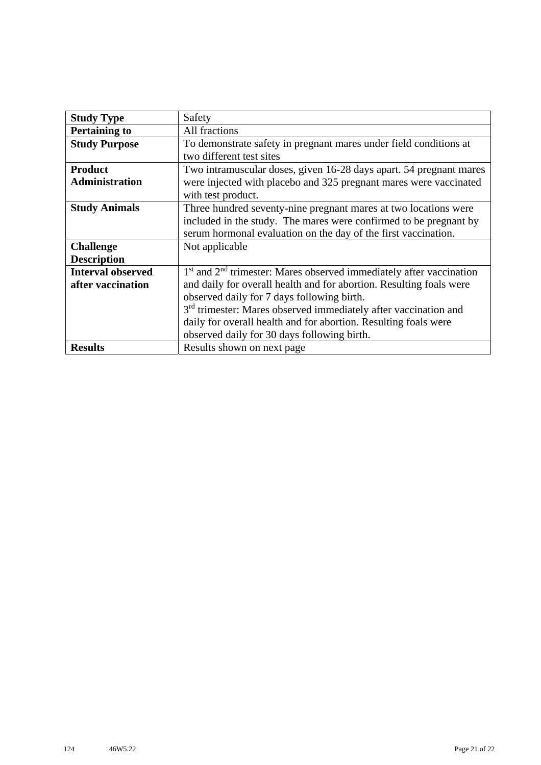| **Study Type** | Safety |
|---|---|
| **Pertaining to** | All fractions |
| **Study Purpose** | To demonstrate safety in pregnant mares under field conditions at two different test sites |
| **Product Administration** | Two intramuscular doses, given 16-28 days apart. 54 pregnant mares were injected with placebo and 325 pregnant mares were vaccinated with test product. |
| **Study Animals** | Three hundred seventy-nine pregnant mares at two locations were included in the study. The mares were confirmed to be pregnant by serum hormonal evaluation on the day of the first vaccination. |
| **Challenge Description** | Not applicable |
| **Interval observed after vaccination** | 1st and 2nd trimester: Mares observed immediately after vaccination and daily for overall health and for abortion. Resulting foals were observed daily for 7 days following birth.<br>3rd trimester: Mares observed immediately after vaccination and daily for overall health and for abortion. Resulting foals were observed daily for 30 days following birth. |
| **Results** | Results shown on next page |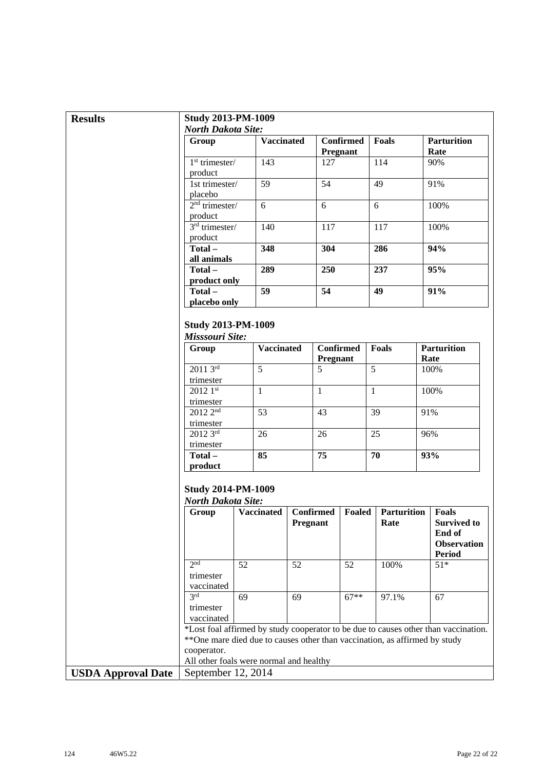**Results**

**Study 2013-PM-1009**
***North Dakota Site:***

| Group | Vaccinated | Confirmed Pregnant | Foals | Parturition Rate |
|---|---|---|---|---|
| 1st trimester/ product | 143 | 127 | 114 | 90% |
| 1st trimester/ placebo | 59 | 54 | 49 | 91% |
| 2nd trimester/ product | 6 | 6 | 6 | 100% |
| 3rd trimester/ product | 140 | 117 | 117 | 100% |
| **Total – all animals** | **348** | **304** | **286** | **94%** |
| **Total – product only** | **289** | **250** | **237** | **95%** |
| **Total – placebo only** | **59** | **54** | **49** | **91%** |

**Study 2013-PM-1009**
***Misssouri Site:***

| Group | Vaccinated | Confirmed Pregnant | Foals | Parturition Rate |
|---|---|---|---|---|
| 2011 3rd trimester | 5 | 5 | 5 | 100% |
| 2012 1st trimester | 1 | 1 | 1 | 100% |
| 2012 2nd trimester | 53 | 43 | 39 | 91% |
| 2012 3rd trimester | 26 | 26 | 25 | 96% |
| **Total – product** | **85** | **75** | **70** | **93%** |

**Study 2014-PM-1009**
***North Dakota Site:***

| Group | Vaccinated | Confirmed Pregnant | Foaled | Parturition Rate | Foals Survived to End of Observation Period |
|---|---|---|---|---|---|
| 2nd trimester vaccinated | 52 | 52 | 52 | 100% | 51* |
| 3rd trimester vaccinated | 69 | 69 | 67** | 97.1% | 67 |

*Lost foal affirmed by study cooperator to be due to causes other than vaccination.
**One mare died due to causes other than vaccination, as affirmed by study cooperator.
All other foals were normal and healthy

**USDA Approval Date** September 12, 2014